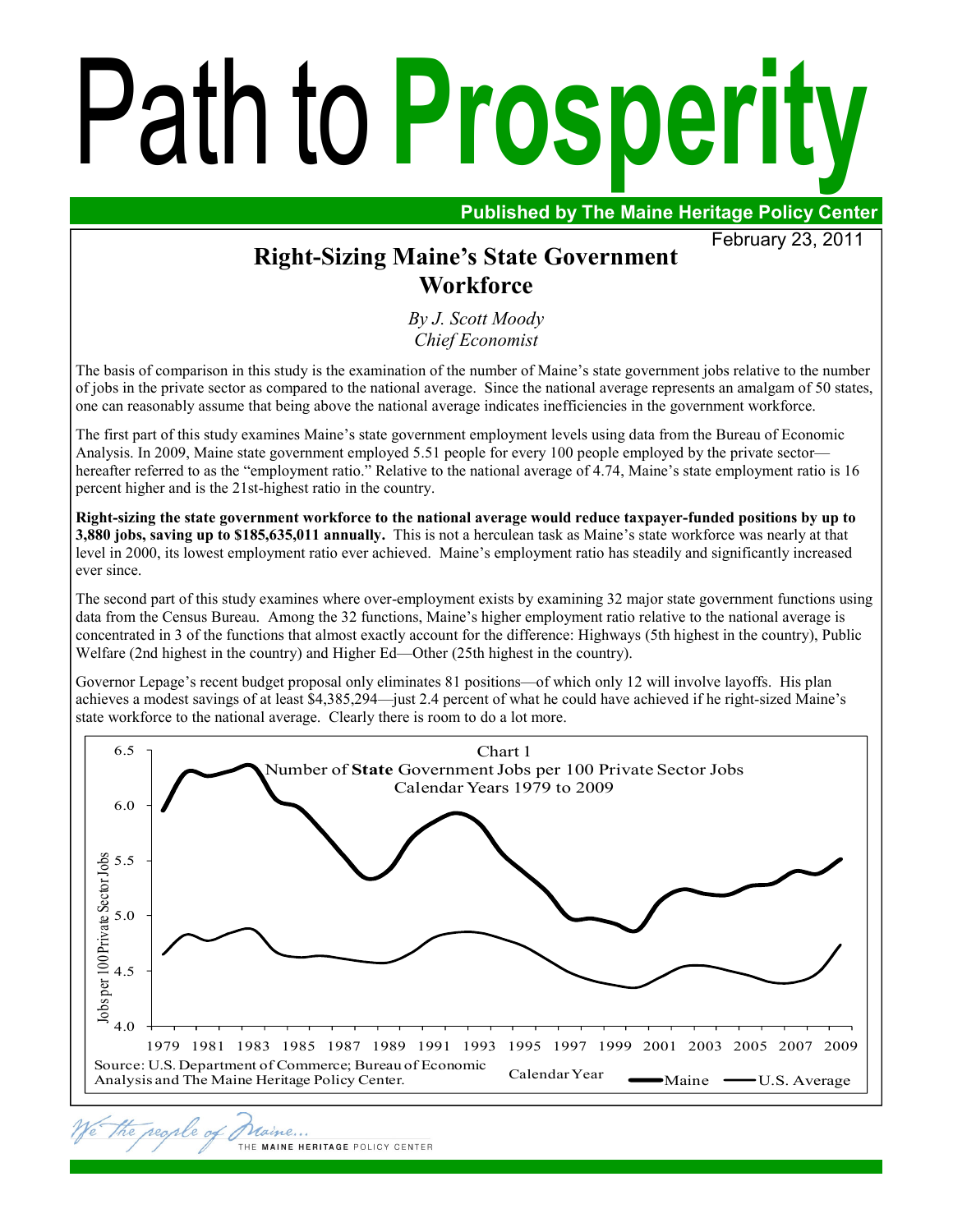# Path to Prosperity

**Published by The Maine Heritage Policy Center**

February 23, 2011

## Right-Sizing Maine's State Government Workforce

*By J. Scott Moody*
*Chief Economist*

The basis of comparison in this study is the examination of the number of Maine's state government jobs relative to the number of jobs in the private sector as compared to the national average. Since the national average represents an amalgam of 50 states, one can reasonably assume that being above the national average indicates inefficiencies in the government workforce.

The first part of this study examines Maine's state government employment levels using data from the Bureau of Economic Analysis. In 2009, Maine state government employed 5.51 people for every 100 people employed by the private sector—hereafter referred to as the "employment ratio." Relative to the national average of 4.74, Maine's state employment ratio is 16 percent higher and is the 21st-highest ratio in the country.

**Right-sizing the state government workforce to the national average would reduce taxpayer-funded positions by up to 3,880 jobs, saving up to $185,635,011 annually.** This is not a herculean task as Maine's state workforce was nearly at that level in 2000, its lowest employment ratio ever achieved. Maine's employment ratio has steadily and significantly increased ever since.

The second part of this study examines where over-employment exists by examining 32 major state government functions using data from the Census Bureau. Among the 32 functions, Maine's higher employment ratio relative to the national average is concentrated in 3 of the functions that almost exactly account for the difference: Highways (5th highest in the country), Public Welfare (2nd highest in the country) and Higher Ed—Other (25th highest in the country).

Governor Lepage's recent budget proposal only eliminates 81 positions—of which only 12 will involve layoffs. His plan achieves a modest savings of at least $4,385,294—just 2.4 percent of what he could have achieved if he right-sized Maine's state workforce to the national average. Clearly there is room to do a lot more.

Chart 1
Number of **State** Government Jobs per 100 Private Sector Jobs
Calendar Years 1979 to 2009

Source: U.S. Department of Commerce; Bureau of Economic Analysis and The Maine Heritage Policy Center.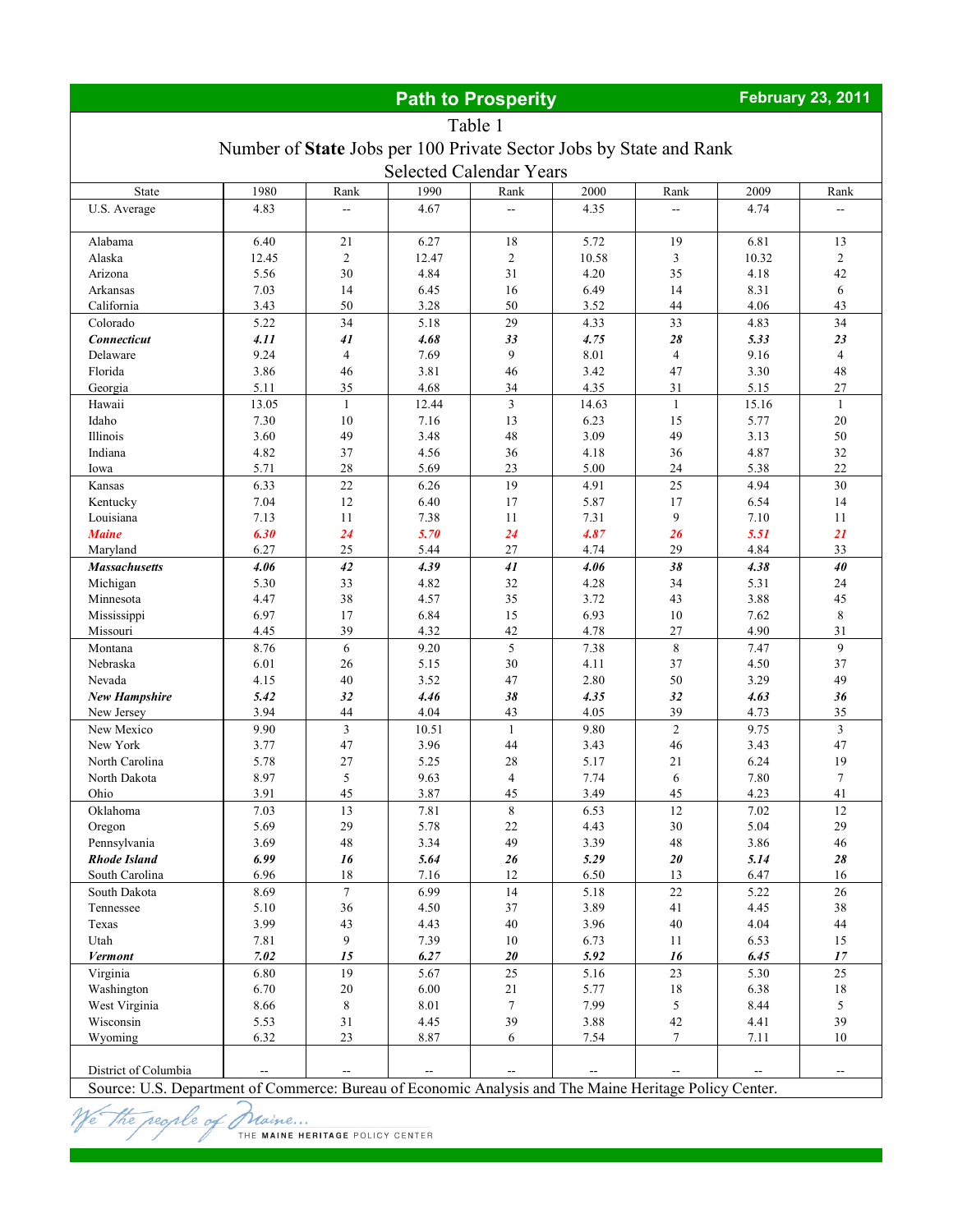**Path to Prosperity** — **February 23, 2011**

Table 1

Number of **State** Jobs per 100 Private Sector Jobs by State and Rank

Selected Calendar Years

| State | 1980 | Rank | 1990 | Rank | 2000 | Rank | 2009 | Rank |
|---|---|---|---|---|---|---|---|---|
| U.S. Average | 4.83 | -- | 4.67 | -- | 4.35 | -- | 4.74 | -- |
| Alabama | 6.40 | 21 | 6.27 | 18 | 5.72 | 19 | 6.81 | 13 |
| Alaska | 12.45 | 2 | 12.47 | 2 | 10.58 | 3 | 10.32 | 2 |
| Arizona | 5.56 | 30 | 4.84 | 31 | 4.20 | 35 | 4.18 | 42 |
| Arkansas | 7.03 | 14 | 6.45 | 16 | 6.49 | 14 | 8.31 | 6 |
| California | 3.43 | 50 | 3.28 | 50 | 3.52 | 44 | 4.06 | 43 |
| Colorado | 5.22 | 34 | 5.18 | 29 | 4.33 | 33 | 4.83 | 34 |
| ***Connecticut*** | ***4.11*** | ***41*** | ***4.68*** | ***33*** | ***4.75*** | ***28*** | ***5.33*** | ***23*** |
| Delaware | 9.24 | 4 | 7.69 | 9 | 8.01 | 4 | 9.16 | 4 |
| Florida | 3.86 | 46 | 3.81 | 46 | 3.42 | 47 | 3.30 | 48 |
| Georgia | 5.11 | 35 | 4.68 | 34 | 4.35 | 31 | 5.15 | 27 |
| Hawaii | 13.05 | 1 | 12.44 | 3 | 14.63 | 1 | 15.16 | 1 |
| Idaho | 7.30 | 10 | 7.16 | 13 | 6.23 | 15 | 5.77 | 20 |
| Illinois | 3.60 | 49 | 3.48 | 48 | 3.09 | 49 | 3.13 | 50 |
| Indiana | 4.82 | 37 | 4.56 | 36 | 4.18 | 36 | 4.87 | 32 |
| Iowa | 5.71 | 28 | 5.69 | 23 | 5.00 | 24 | 5.38 | 22 |
| Kansas | 6.33 | 22 | 6.26 | 19 | 4.91 | 25 | 4.94 | 30 |
| Kentucky | 7.04 | 12 | 6.40 | 17 | 5.87 | 17 | 6.54 | 14 |
| Louisiana | 7.13 | 11 | 7.38 | 11 | 7.31 | 9 | 7.10 | 11 |
| ***Maine*** | ***6.30*** | ***24*** | ***5.70*** | ***24*** | ***4.87*** | ***26*** | ***5.51*** | ***21*** |
| Maryland | 6.27 | 25 | 5.44 | 27 | 4.74 | 29 | 4.84 | 33 |
| ***Massachusetts*** | ***4.06*** | ***42*** | ***4.39*** | ***41*** | ***4.06*** | ***38*** | ***4.38*** | ***40*** |
| Michigan | 5.30 | 33 | 4.82 | 32 | 4.28 | 34 | 5.31 | 24 |
| Minnesota | 4.47 | 38 | 4.57 | 35 | 3.72 | 43 | 3.88 | 45 |
| Mississippi | 6.97 | 17 | 6.84 | 15 | 6.93 | 10 | 7.62 | 8 |
| Missouri | 4.45 | 39 | 4.32 | 42 | 4.78 | 27 | 4.90 | 31 |
| Montana | 8.76 | 6 | 9.20 | 5 | 7.38 | 8 | 7.47 | 9 |
| Nebraska | 6.01 | 26 | 5.15 | 30 | 4.11 | 37 | 4.50 | 37 |
| Nevada | 4.15 | 40 | 3.52 | 47 | 2.80 | 50 | 3.29 | 49 |
| ***New Hampshire*** | ***5.42*** | ***32*** | ***4.46*** | ***38*** | ***4.35*** | ***32*** | ***4.63*** | ***36*** |
| New Jersey | 3.94 | 44 | 4.04 | 43 | 4.05 | 39 | 4.73 | 35 |
| New Mexico | 9.90 | 3 | 10.51 | 1 | 9.80 | 2 | 9.75 | 3 |
| New York | 3.77 | 47 | 3.96 | 44 | 3.43 | 46 | 3.43 | 47 |
| North Carolina | 5.78 | 27 | 5.25 | 28 | 5.17 | 21 | 6.24 | 19 |
| North Dakota | 8.97 | 5 | 9.63 | 4 | 7.74 | 6 | 7.80 | 7 |
| Ohio | 3.91 | 45 | 3.87 | 45 | 3.49 | 45 | 4.23 | 41 |
| Oklahoma | 7.03 | 13 | 7.81 | 8 | 6.53 | 12 | 7.02 | 12 |
| Oregon | 5.69 | 29 | 5.78 | 22 | 4.43 | 30 | 5.04 | 29 |
| Pennsylvania | 3.69 | 48 | 3.34 | 49 | 3.39 | 48 | 3.86 | 46 |
| ***Rhode Island*** | ***6.99*** | ***16*** | ***5.64*** | ***26*** | ***5.29*** | ***20*** | ***5.14*** | ***28*** |
| South Carolina | 6.96 | 18 | 7.16 | 12 | 6.50 | 13 | 6.47 | 16 |
| South Dakota | 8.69 | 7 | 6.99 | 14 | 5.18 | 22 | 5.22 | 26 |
| Tennessee | 5.10 | 36 | 4.50 | 37 | 3.89 | 41 | 4.45 | 38 |
| Texas | 3.99 | 43 | 4.43 | 40 | 3.96 | 40 | 4.04 | 44 |
| Utah | 7.81 | 9 | 7.39 | 10 | 6.73 | 11 | 6.53 | 15 |
| ***Vermont*** | ***7.02*** | ***15*** | ***6.27*** | ***20*** | ***5.92*** | ***16*** | ***6.45*** | ***17*** |
| Virginia | 6.80 | 19 | 5.67 | 25 | 5.16 | 23 | 5.30 | 25 |
| Washington | 6.70 | 20 | 6.00 | 21 | 5.77 | 18 | 6.38 | 18 |
| West Virginia | 8.66 | 8 | 8.01 | 7 | 7.99 | 5 | 8.44 | 5 |
| Wisconsin | 5.53 | 31 | 4.45 | 39 | 3.88 | 42 | 4.41 | 39 |
| Wyoming | 6.32 | 23 | 8.87 | 6 | 7.54 | 7 | 7.11 | 10 |
| District of Columbia | -- | -- | -- | -- | -- | -- | -- | -- |

Source: U.S. Department of Commerce: Bureau of Economic Analysis and The Maine Heritage Policy Center.

We the people of Maine... THE MAINE HERITAGE POLICY CENTER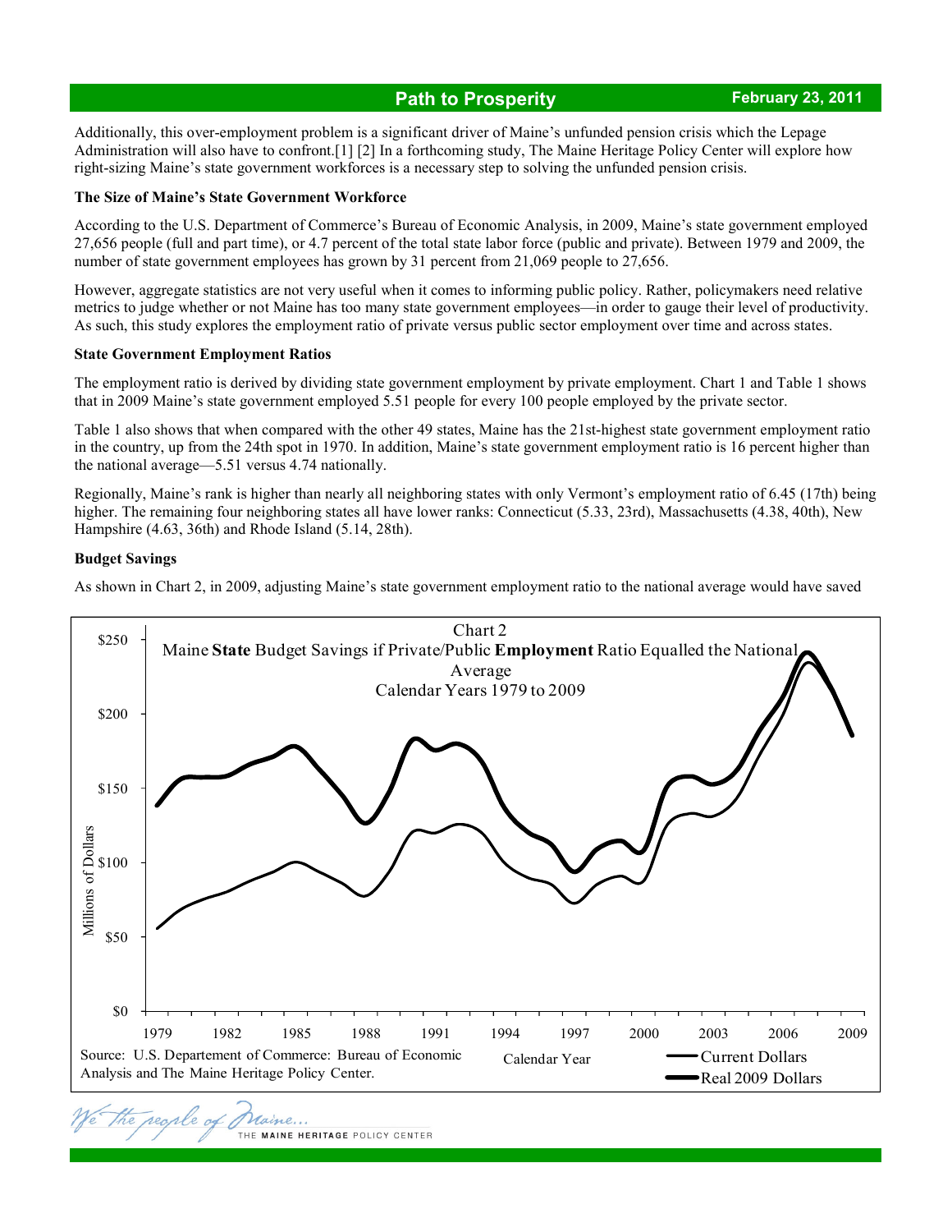Additionally, this over-employment problem is a significant driver of Maine's unfunded pension crisis which the Lepage Administration will also have to confront.[1] [2] In a forthcoming study, The Maine Heritage Policy Center will explore how right-sizing Maine's state government workforces is a necessary step to solving the unfunded pension crisis.

**The Size of Maine's State Government Workforce**

According to the U.S. Department of Commerce's Bureau of Economic Analysis, in 2009, Maine's state government employed 27,656 people (full and part time), or 4.7 percent of the total state labor force (public and private). Between 1979 and 2009, the number of state government employees has grown by 31 percent from 21,069 people to 27,656.

However, aggregate statistics are not very useful when it comes to informing public policy. Rather, policymakers need relative metrics to judge whether or not Maine has too many state government employees—in order to gauge their level of productivity. As such, this study explores the employment ratio of private versus public sector employment over time and across states.

**State Government Employment Ratios**

The employment ratio is derived by dividing state government employment by private employment. Chart 1 and Table 1 shows that in 2009 Maine's state government employed 5.51 people for every 100 people employed by the private sector.

Table 1 also shows that when compared with the other 49 states, Maine has the 21st-highest state government employment ratio in the country, up from the 24th spot in 1970. In addition, Maine's state government employment ratio is 16 percent higher than the national average—5.51 versus 4.74 nationally.

Regionally, Maine's rank is higher than nearly all neighboring states with only Vermont's employment ratio of 6.45 (17th) being higher. The remaining four neighboring states all have lower ranks: Connecticut (5.33, 23rd), Massachusetts (4.38, 40th), New Hampshire (4.63, 36th) and Rhode Island (5.14, 28th).

**Budget Savings**

As shown in Chart 2, in 2009, adjusting Maine's state government employment ratio to the national average would have saved

Chart 2
Maine **State** Budget Savings if Private/Public **Employment** Ratio Equalled the National Average
Calendar Years 1979 to 2009

Source: U.S. Departement of Commerce: Bureau of Economic Analysis and The Maine Heritage Policy Center.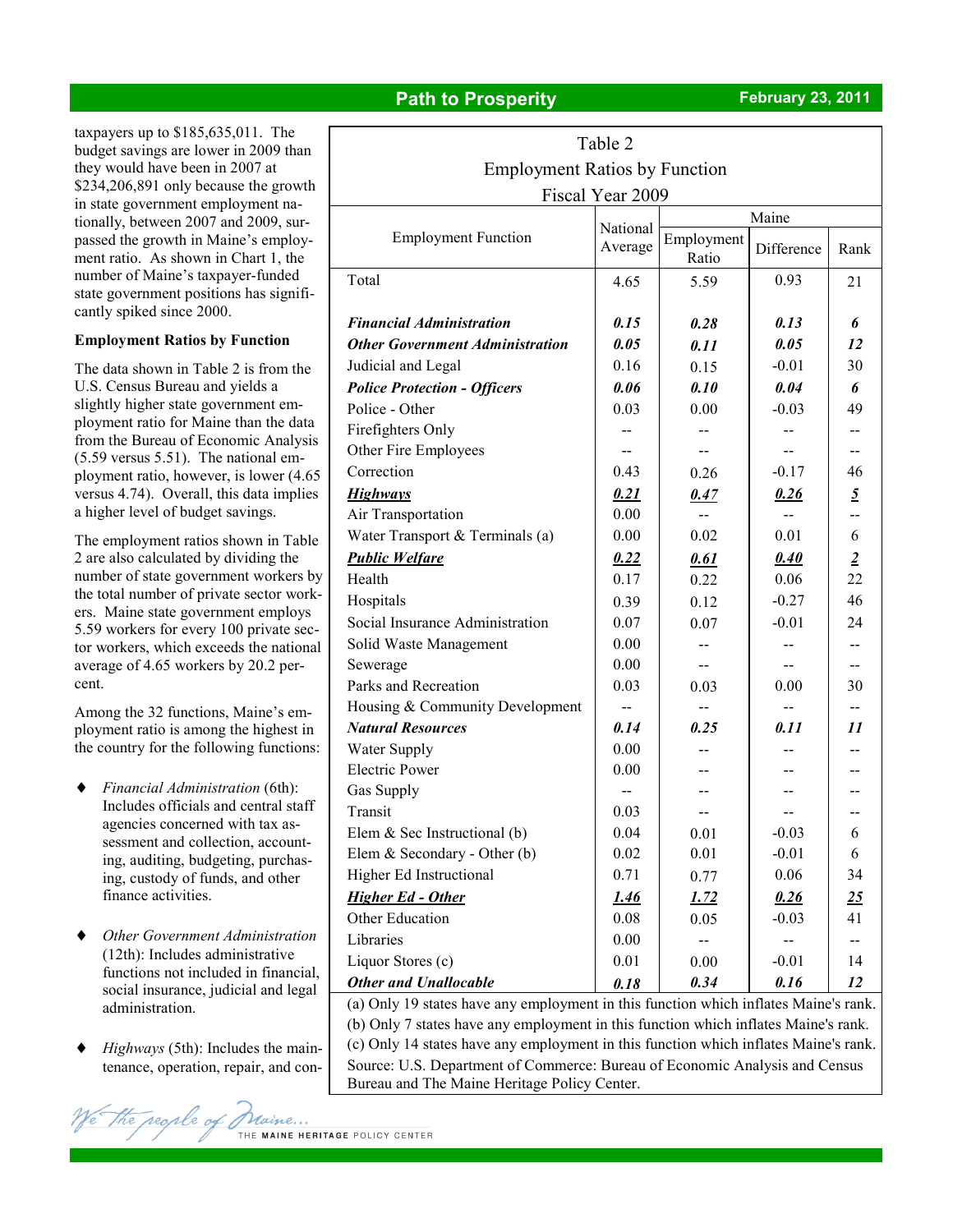taxpayers up to $185,635,011. The budget savings are lower in 2009 than they would have been in 2007 at $234,206,891 only because the growth in state government employment nationally, between 2007 and 2009, surpassed the growth in Maine's employment ratio. As shown in Chart 1, the number of Maine's taxpayer-funded state government positions has significantly spiked since 2000.

**Employment Ratios by Function**

The data shown in Table 2 is from the U.S. Census Bureau and yields a slightly higher state government employment ratio for Maine than the data from the Bureau of Economic Analysis (5.59 versus 5.51). The national employment ratio, however, is lower (4.65 versus 4.74). Overall, this data implies a higher level of budget savings.

The employment ratios shown in Table 2 are also calculated by dividing the number of state government workers by the total number of private sector workers. Maine state government employs 5.59 workers for every 100 private sector workers, which exceeds the national average of 4.65 workers by 20.2 percent.

Among the 32 functions, Maine's employment ratio is among the highest in the country for the following functions:

- *Financial Administration* (6th): Includes officials and central staff agencies concerned with tax assessment and collection, accounting, auditing, budgeting, purchasing, custody of funds, and other finance activities.
- *Other Government Administration* (12th): Includes administrative functions not included in financial, social insurance, judicial and legal administration.
- *Highways* (5th): Includes the maintenance, operation, repair, and con-

Table 2
Employment Ratios by Function
Fiscal Year 2009

| Employment Function | National Average | Maine | | |
|---|---|---|---|---|
| | | Employment Ratio | Difference | Rank |
| Total | 4.65 | 5.59 | 0.93 | 21 |
| ***Financial Administration*** | ***0.15*** | ***0.28*** | ***0.13*** | ***6*** |
| ***Other Government Administration*** | ***0.05*** | ***0.11*** | ***0.05*** | ***12*** |
| Judicial and Legal | 0.16 | 0.15 | -0.01 | 30 |
| ***Police Protection - Officers*** | ***0.06*** | ***0.10*** | ***0.04*** | ***6*** |
| Police - Other | 0.03 | 0.00 | -0.03 | 49 |
| Firefighters Only | -- | -- | -- | -- |
| Other Fire Employees | -- | -- | -- | -- |
| Correction | 0.43 | 0.26 | -0.17 | 46 |
| ***<u>Highways</u>*** | ***<u>0.21</u>*** | ***<u>0.47</u>*** | ***<u>0.26</u>*** | ***<u>5</u>*** |
| Air Transportation | 0.00 | -- | -- | -- |
| Water Transport & Terminals (a) | 0.00 | 0.02 | 0.01 | 6 |
| ***<u>Public Welfare</u>*** | ***<u>0.22</u>*** | ***<u>0.61</u>*** | ***<u>0.40</u>*** | ***<u>2</u>*** |
| Health | 0.17 | 0.22 | 0.06 | 22 |
| Hospitals | 0.39 | 0.12 | -0.27 | 46 |
| Social Insurance Administration | 0.07 | 0.07 | -0.01 | 24 |
| Solid Waste Management | 0.00 | -- | -- | -- |
| Sewerage | 0.00 | -- | -- | -- |
| Parks and Recreation | 0.03 | 0.03 | 0.00 | 30 |
| Housing & Community Development | -- | -- | -- | -- |
| ***Natural Resources*** | ***0.14*** | ***0.25*** | ***0.11*** | ***11*** |
| Water Supply | 0.00 | -- | -- | -- |
| Electric Power | 0.00 | -- | -- | -- |
| Gas Supply | -- | -- | -- | -- |
| Transit | 0.03 | -- | -- | -- |
| Elem & Sec Instructional (b) | 0.04 | 0.01 | -0.03 | 6 |
| Elem & Secondary - Other (b) | 0.02 | 0.01 | -0.01 | 6 |
| Higher Ed Instructional | 0.71 | 0.77 | 0.06 | 34 |
| ***<u>Higher Ed - Other</u>*** | ***<u>1.46</u>*** | ***<u>1.72</u>*** | ***<u>0.26</u>*** | ***<u>25</u>*** |
| Other Education | 0.08 | 0.05 | -0.03 | 41 |
| Libraries | 0.00 | -- | -- | -- |
| Liquor Stores (c) | 0.01 | 0.00 | -0.01 | 14 |
| ***Other and Unallocable*** | ***0.18*** | ***0.34*** | ***0.16*** | ***12*** |

(a) Only 19 states have any employment in this function which inflates Maine's rank.
(b) Only 7 states have any employment in this function which inflates Maine's rank.
(c) Only 14 states have any employment in this function which inflates Maine's rank.
Source: U.S. Department of Commerce: Bureau of Economic Analysis and Census Bureau and The Maine Heritage Policy Center.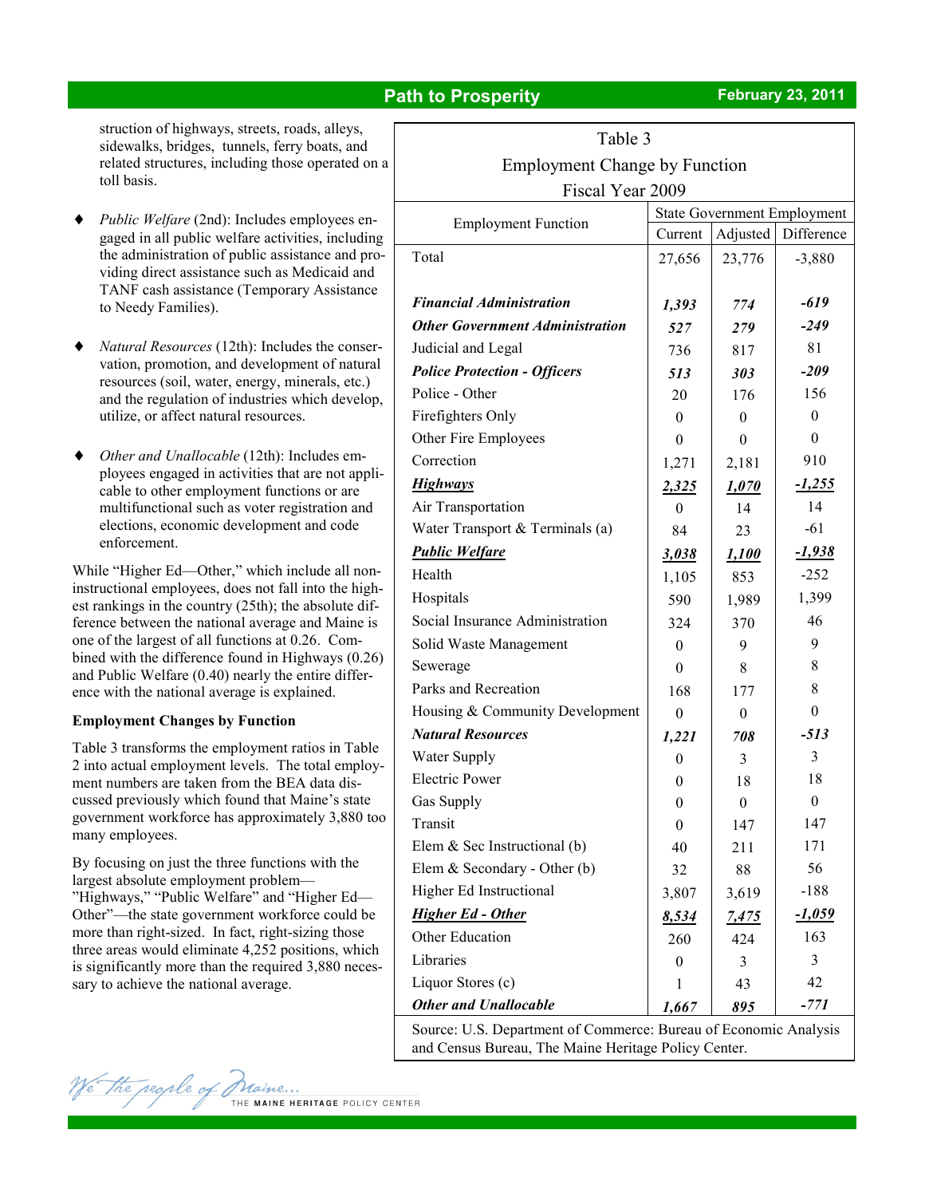struction of highways, streets, roads, alleys, sidewalks, bridges, tunnels, ferry boats, and related structures, including those operated on a toll basis.

- *Public Welfare* (2nd): Includes employees engaged in all public welfare activities, including the administration of public assistance and providing direct assistance such as Medicaid and TANF cash assistance (Temporary Assistance to Needy Families).

- *Natural Resources* (12th): Includes the conservation, promotion, and development of natural resources (soil, water, energy, minerals, etc.) and the regulation of industries which develop, utilize, or affect natural resources.

- *Other and Unallocable* (12th): Includes employees engaged in activities that are not applicable to other employment functions or are multifunctional such as voter registration and elections, economic development and code enforcement.

While "Higher Ed—Other," which include all non-instructional employees, does not fall into the highest rankings in the country (25th); the absolute difference between the national average and Maine is one of the largest of all functions at 0.26. Combined with the difference found in Highways (0.26) and Public Welfare (0.40) nearly the entire difference with the national average is explained.

**Employment Changes by Function**

Table 3 transforms the employment ratios in Table 2 into actual employment levels. The total employment numbers are taken from the BEA data discussed previously which found that Maine's state government workforce has approximately 3,880 too many employees.

By focusing on just the three functions with the largest absolute employment problem—"Highways," "Public Welfare" and "Higher Ed—Other"—the state government workforce could be more than right-sized. In fact, right-sizing those three areas would eliminate 4,252 positions, which is significantly more than the required 3,880 necessary to achieve the national average.

Table 3
Employment Change by Function
Fiscal Year 2009

| Employment Function | State Government Employment | | |
|---|---|---|---|
| | Current | Adjusted | Difference |
| Total | 27,656 | 23,776 | -3,880 |
| ***Financial Administration*** | ***1,393*** | ***774*** | ***-619*** |
| ***Other Government Administration*** | ***527*** | ***279*** | ***-249*** |
| Judicial and Legal | 736 | 817 | 81 |
| ***Police Protection - Officers*** | ***513*** | ***303*** | ***-209*** |
| Police - Other | 20 | 176 | 156 |
| Firefighters Only | 0 | 0 | 0 |
| Other Fire Employees | 0 | 0 | 0 |
| Correction | 1,271 | 2,181 | 910 |
| ***Highways*** | ***2,325*** | ***1,070*** | ***-1,255*** |
| Air Transportation | 0 | 14 | 14 |
| Water Transport & Terminals (a) | 84 | 23 | -61 |
| ***Public Welfare*** | ***3,038*** | ***1,100*** | ***-1,938*** |
| Health | 1,105 | 853 | -252 |
| Hospitals | 590 | 1,989 | 1,399 |
| Social Insurance Administration | 324 | 370 | 46 |
| Solid Waste Management | 0 | 9 | 9 |
| Sewerage | 0 | 8 | 8 |
| Parks and Recreation | 168 | 177 | 8 |
| Housing & Community Development | 0 | 0 | 0 |
| ***Natural Resources*** | ***1,221*** | ***708*** | ***-513*** |
| Water Supply | 0 | 3 | 3 |
| Electric Power | 0 | 18 | 18 |
| Gas Supply | 0 | 0 | 0 |
| Transit | 0 | 147 | 147 |
| Elem & Sec Instructional (b) | 40 | 211 | 171 |
| Elem & Secondary - Other (b) | 32 | 88 | 56 |
| Higher Ed Instructional | 3,807 | 3,619 | -188 |
| ***Higher Ed - Other*** | ***8,534*** | ***7,475*** | ***-1,059*** |
| Other Education | 260 | 424 | 163 |
| Libraries | 0 | 3 | 3 |
| Liquor Stores (c) | 1 | 43 | 42 |
| ***Other and Unallocable*** | ***1,667*** | ***895*** | ***-771*** |

Source: U.S. Department of Commerce: Bureau of Economic Analysis and Census Bureau, The Maine Heritage Policy Center.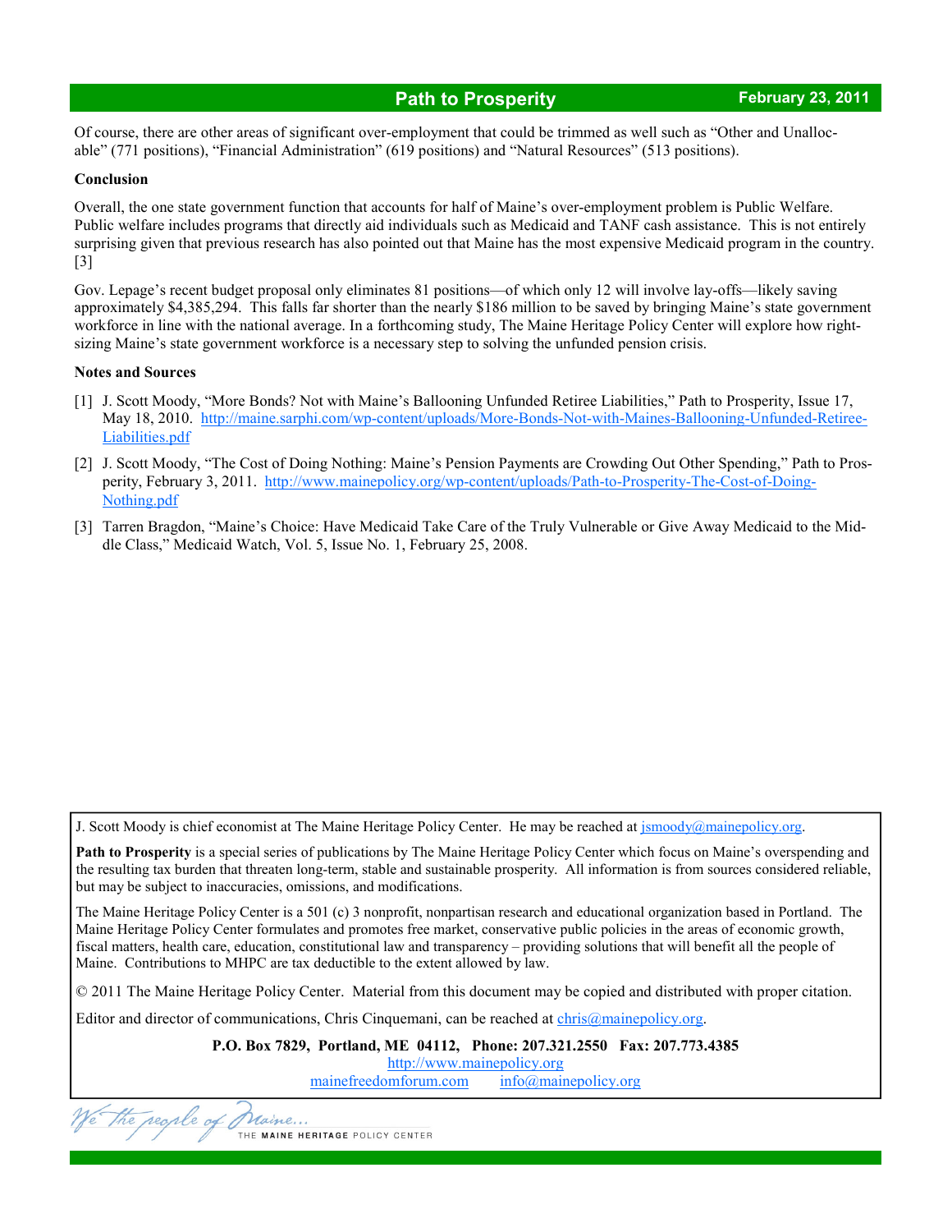Of course, there are other areas of significant over-employment that could be trimmed as well such as "Other and Unallocable" (771 positions), "Financial Administration" (619 positions) and "Natural Resources" (513 positions).

**Conclusion**

Overall, the one state government function that accounts for half of Maine's over-employment problem is Public Welfare. Public welfare includes programs that directly aid individuals such as Medicaid and TANF cash assistance. This is not entirely surprising given that previous research has also pointed out that Maine has the most expensive Medicaid program in the country. [3]

Gov. Lepage's recent budget proposal only eliminates 81 positions—of which only 12 will involve lay-offs—likely saving approximately $4,385,294. This falls far shorter than the nearly $186 million to be saved by bringing Maine's state government workforce in line with the national average. In a forthcoming study, The Maine Heritage Policy Center will explore how right-sizing Maine's state government workforce is a necessary step to solving the unfunded pension crisis.

**Notes and Sources**

[1] J. Scott Moody, "More Bonds? Not with Maine's Ballooning Unfunded Retiree Liabilities," Path to Prosperity, Issue 17, May 18, 2010. http://maine.sarphi.com/wp-content/uploads/More-Bonds-Not-with-Maines-Ballooning-Unfunded-Retiree-Liabilities.pdf

[2] J. Scott Moody, "The Cost of Doing Nothing: Maine's Pension Payments are Crowding Out Other Spending," Path to Prosperity, February 3, 2011. http://www.mainepolicy.org/wp-content/uploads/Path-to-Prosperity-The-Cost-of-Doing-Nothing.pdf

[3] Tarren Bragdon, "Maine's Choice: Have Medicaid Take Care of the Truly Vulnerable or Give Away Medicaid to the Middle Class," Medicaid Watch, Vol. 5, Issue No. 1, February 25, 2008.

J. Scott Moody is chief economist at The Maine Heritage Policy Center. He may be reached at jsmoody@mainepolicy.org.

**Path to Prosperity** is a special series of publications by The Maine Heritage Policy Center which focus on Maine's overspending and the resulting tax burden that threaten long-term, stable and sustainable prosperity. All information is from sources considered reliable, but may be subject to inaccuracies, omissions, and modifications.

The Maine Heritage Policy Center is a 501 (c) 3 nonprofit, nonpartisan research and educational organization based in Portland. The Maine Heritage Policy Center formulates and promotes free market, conservative public policies in the areas of economic growth, fiscal matters, health care, education, constitutional law and transparency – providing solutions that will benefit all the people of Maine. Contributions to MHPC are tax deductible to the extent allowed by law.

© 2011 The Maine Heritage Policy Center. Material from this document may be copied and distributed with proper citation.

Editor and director of communications, Chris Cinquemani, can be reached at chris@mainepolicy.org.

**P.O. Box 7829, Portland, ME 04112, Phone: 207.321.2550 Fax: 207.773.4385**

http://www.mainepolicy.org

mainefreedomforum.com info@mainepolicy.org

We the people of Maine... THE MAINE HERITAGE POLICY CENTER